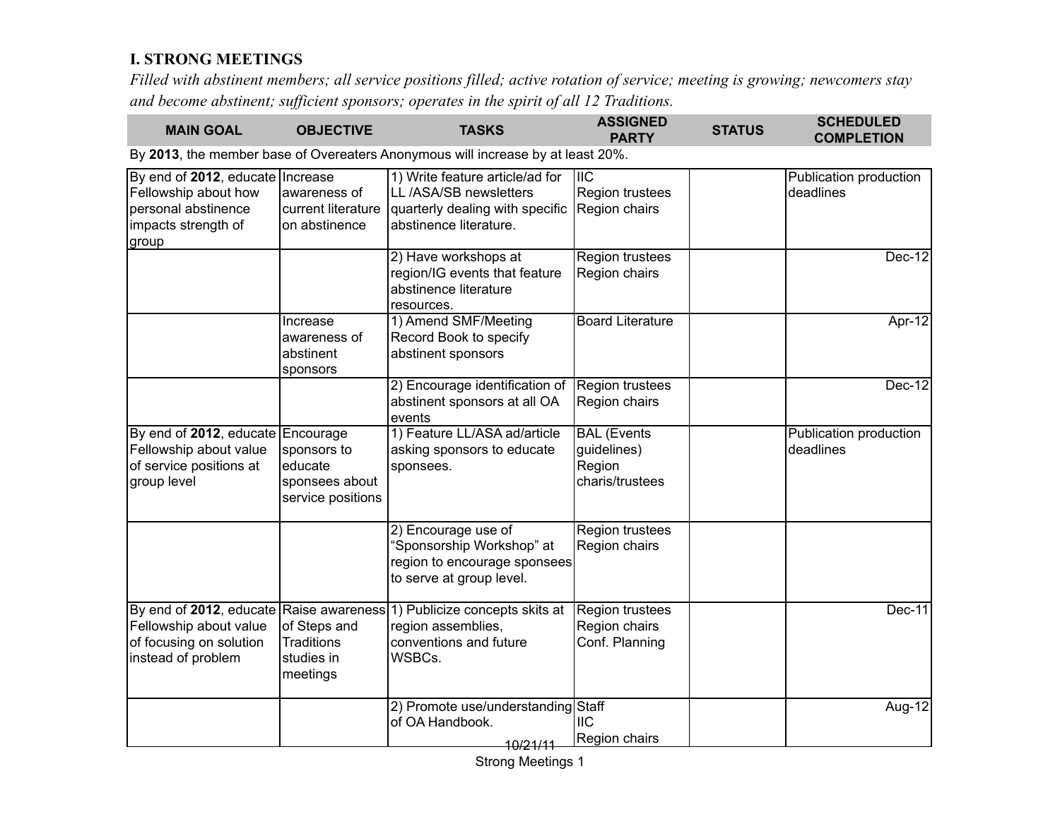# I. STRONG MEETINGS

*Filled with abstinent members; all service positions filled; active rotation of service; meeting is growing; newcomers stay and become abstinent; sufficient sponsors; operates in the spirit of all 12 Traditions.*

| MAIN GOAL | OBJECTIVE | TASKS | ASSIGNED PARTY | STATUS | SCHEDULED COMPLETION |
|---|---|---|---|---|---|
| By **2013**, the member base of Overeaters Anonymous will increase by at least 20%. | | | | | |
| By end of **2012**, educate Fellowship about how personal abstinence impacts strength of group | Increase awareness of current literature on abstinence | 1) Write feature article/ad for LL /ASA/SB newsletters quarterly dealing with specific abstinence literature. | IIC<br>Region trustees<br>Region chairs | | Publication production deadlines |
| | | 2) Have workshops at region/IG events that feature abstinence literature resources. | Region trustees<br>Region chairs | | Dec-12 |
| | Increase awareness of abstinent sponsors | 1) Amend SMF/Meeting Record Book to specify abstinent sponsors | Board Literature | | Apr-12 |
| | | 2) Encourage identification of abstinent sponsors at all OA events | Region trustees<br>Region chairs | | Dec-12 |
| By end of **2012**, educate Fellowship about value of service positions at group level | Encourage sponsors to educate sponsees about service positions | 1) Feature LL/ASA ad/article asking sponsors to educate sponsees. | BAL (Events guidelines)<br>Region charis/trustees | | Publication production deadlines |
| | | 2) Encourage use of "Sponsorship Workshop" at region to encourage sponsees to serve at group level. | Region trustees<br>Region chairs | | |
| By end of **2012**, educate Fellowship about value of focusing on solution instead of problem | Raise awareness of Steps and Traditions studies in meetings | 1) Publicize concepts skits at region assemblies, conventions and future WSBCs. | Region trustees<br>Region chairs<br>Conf. Planning | | Dec-11 |
| | | 2) Promote use/understanding of OA Handbook. | Staff<br>IIC<br>Region chairs | | Aug-12 |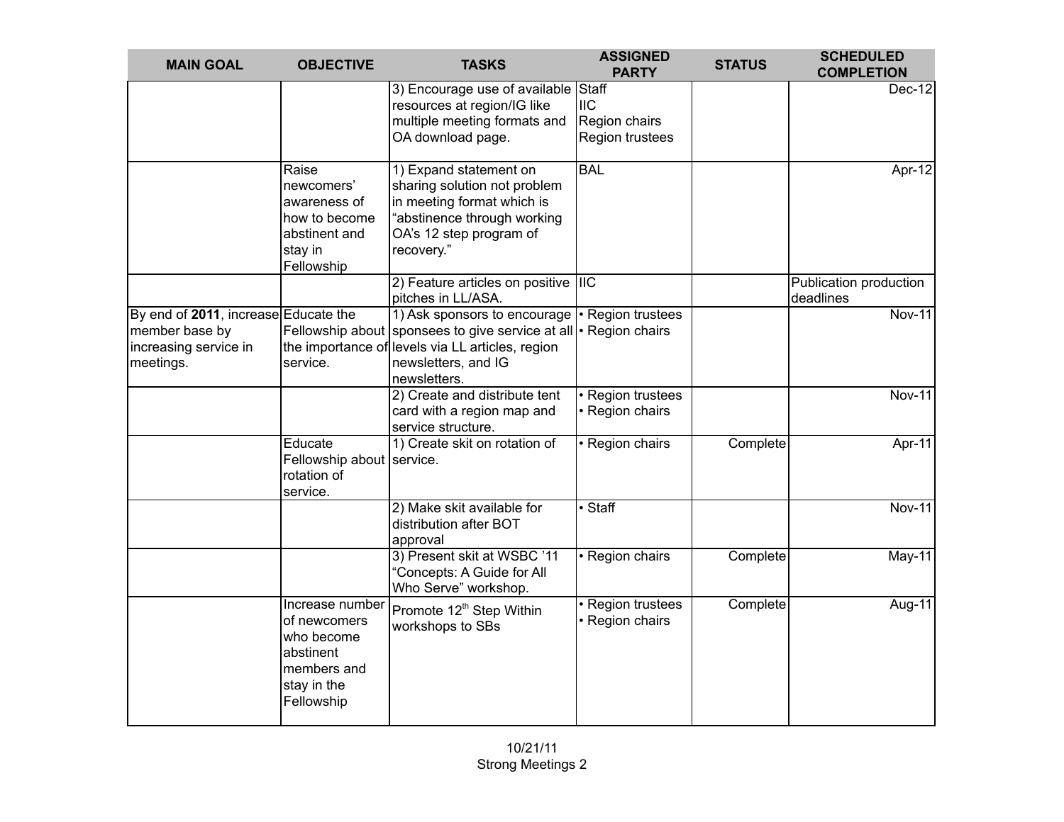| MAIN GOAL | OBJECTIVE | TASKS | ASSIGNED PARTY | STATUS | SCHEDULED COMPLETION |
| --- | --- | --- | --- | --- | --- |
| | | 3) Encourage use of available resources at region/IG like multiple meeting formats and OA download page. | Staff<br>IIC<br>Region chairs<br>Region trustees | | Dec-12 |
| | Raise newcomers' awareness of how to become abstinent and stay in Fellowship | 1) Expand statement on sharing solution not problem in meeting format which is "abstinence through working OA's 12 step program of recovery." | BAL | | Apr-12 |
| | | 2) Feature articles on positive pitches in LL/ASA. | IIC | | Publication production deadlines |
| By end of **2011**, increase member base by increasing service in meetings. | Educate the Fellowship about the importance of service. | 1) Ask sponsors to encourage sponsees to give service at all levels via LL articles, region newsletters, and IG newsletters. | • Region trustees<br>• Region chairs | | Nov-11 |
| | | 2) Create and distribute tent card with a region map and service structure. | • Region trustees<br>• Region chairs | | Nov-11 |
| | Educate Fellowship about rotation of service. | 1) Create skit on rotation of service. | • Region chairs | Complete | Apr-11 |
| | | 2) Make skit available for distribution after BOT approval | • Staff | | Nov-11 |
| | | 3) Present skit at WSBC '11 "Concepts: A Guide for All Who Serve" workshop. | • Region chairs | Complete | May-11 |
| | Increase number of newcomers who become abstinent members and stay in the Fellowship | Promote 12th Step Within workshops to SBs | • Region trustees<br>• Region chairs | Complete | Aug-11 |

10/21/11
Strong Meetings 2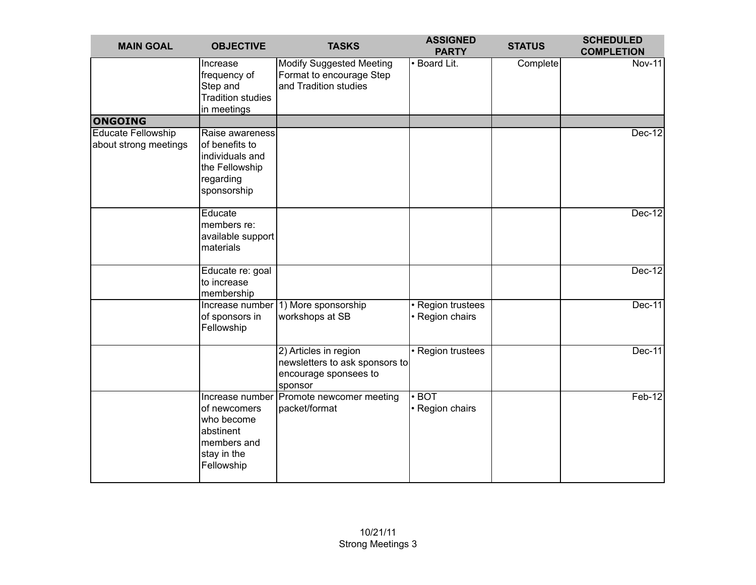| MAIN GOAL | OBJECTIVE | TASKS | ASSIGNED PARTY | STATUS | SCHEDULED COMPLETION |
|---|---|---|---|---|---|
| | Increase frequency of Step and Tradition studies in meetings | Modify Suggested Meeting Format to encourage Step and Tradition studies | • Board Lit. | Complete | Nov-11 |
| **ONGOING** | | | | | |
| Educate Fellowship about strong meetings | Raise awareness of benefits to individuals and the Fellowship regarding sponsorship | | | | Dec-12 |
| | Educate members re: available support materials | | | | Dec-12 |
| | Educate re: goal to increase membership | | | | Dec-12 |
| | Increase number of sponsors in Fellowship | 1) More sponsorship workshops at SB | • Region trustees<br>• Region chairs | | Dec-11 |
| | | 2) Articles in region newsletters to ask sponsors to encourage sponsees to sponsor | • Region trustees | | Dec-11 |
| | Increase number of newcomers who become abstinent members and stay in the Fellowship | Promote newcomer meeting packet/format | • BOT<br>• Region chairs | | Feb-12 |

10/21/11
Strong Meetings 3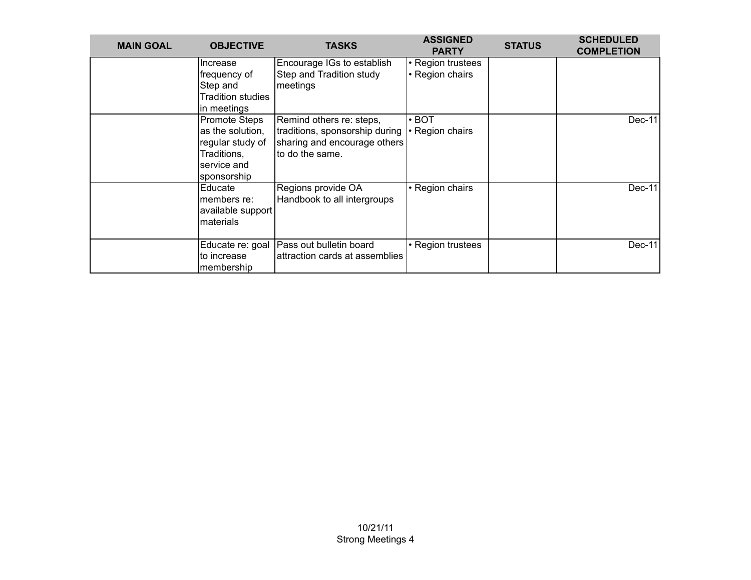| MAIN GOAL | OBJECTIVE | TASKS | ASSIGNED PARTY | STATUS | SCHEDULED COMPLETION |
|---|---|---|---|---|---|
| | Increase frequency of Step and Tradition studies in meetings | Encourage IGs to establish Step and Tradition study meetings | • Region trustees<br>• Region chairs | | |
| | Promote Steps as the solution, regular study of Traditions, service and sponsorship | Remind others re: steps, traditions, sponsorship during sharing and encourage others to do the same. | • BOT<br>• Region chairs | | Dec-11 |
| | Educate members re: available support materials | Regions provide OA Handbook to all intergroups | • Region chairs | | Dec-11 |
| | Educate re: goal to increase membership | Pass out bulletin board attraction cards at assemblies | • Region trustees | | Dec-11 |

10/21/11
Strong Meetings 4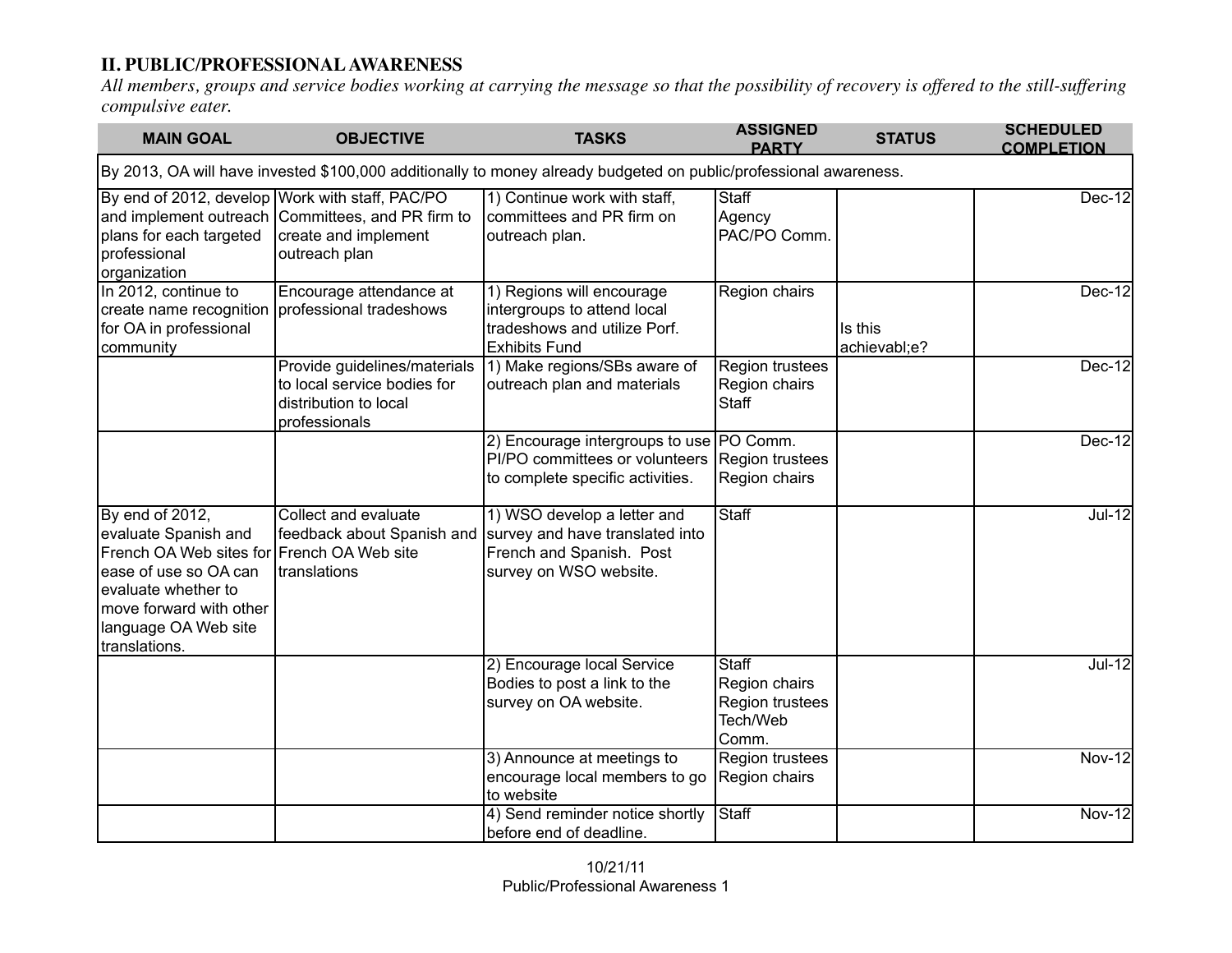## II. PUBLIC/PROFESSIONAL AWARENESS

*All members, groups and service bodies working at carrying the message so that the possibility of recovery is offered to the still-suffering compulsive eater.*

| MAIN GOAL | OBJECTIVE | TASKS | ASSIGNED PARTY | STATUS | SCHEDULED COMPLETION |
|---|---|---|---|---|---|
| By 2013, OA will have invested $100,000 additionally to money already budgeted on public/professional awareness. | | | | | |
| By end of 2012, develop and implement outreach plans for each targeted professional organization | Work with staff, PAC/PO Committees, and PR firm to create and implement outreach plan | 1) Continue work with staff, committees and PR firm on outreach plan. | Staff<br>Agency<br>PAC/PO Comm. | | Dec-12 |
| In 2012, continue to create name recognition for OA in professional community | Encourage attendance at professional tradeshows | 1) Regions will encourage intergroups to attend local tradeshows and utilize Porf. Exhibits Fund | Region chairs | Is this achievabl;e? | Dec-12 |
| | Provide guidelines/materials to local service bodies for distribution to local professionals | 1) Make regions/SBs aware of outreach plan and materials | Region trustees<br>Region chairs<br>Staff | | Dec-12 |
| | | 2) Encourage intergroups to use PI/PO committees or volunteers to complete specific activities. | PO Comm.<br>Region trustees<br>Region chairs | | Dec-12 |
| By end of 2012, evaluate Spanish and French OA Web sites for ease of use so OA can evaluate whether to move forward with other language OA Web site translations. | Collect and evaluate feedback about Spanish and French OA Web site translations | 1) WSO develop a letter and survey and have translated into French and Spanish. Post survey on WSO website. | Staff | | Jul-12 |
| | | 2) Encourage local Service Bodies to post a link to the survey on OA website. | Staff<br>Region chairs<br>Region trustees<br>Tech/Web Comm. | | Jul-12 |
| | | 3) Announce at meetings to encourage local members to go to website | Region trustees<br>Region chairs | | Nov-12 |
| | | 4) Send reminder notice shortly before end of deadline. | Staff | | Nov-12 |

10/21/11
Public/Professional Awareness 1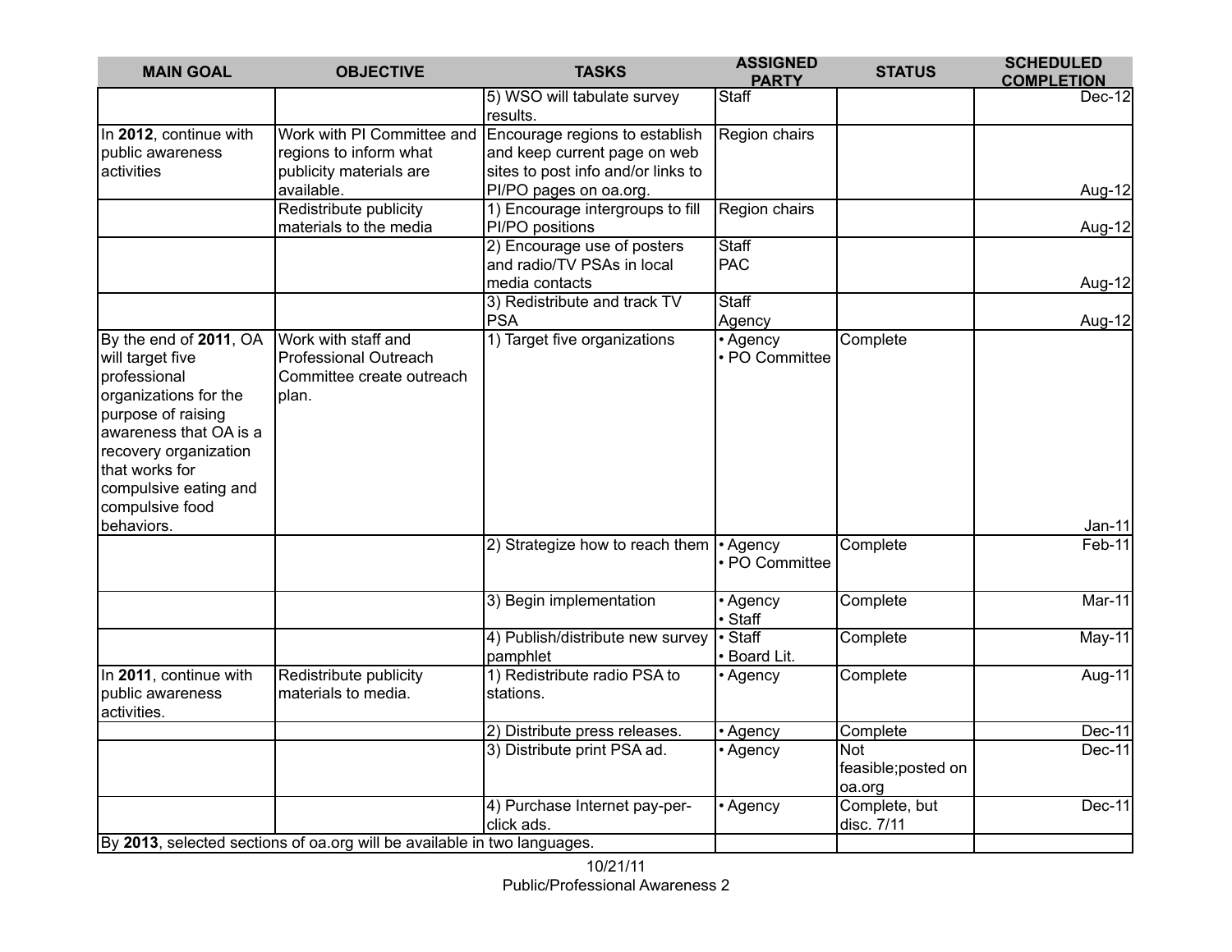| MAIN GOAL | OBJECTIVE | TASKS | ASSIGNED PARTY | STATUS | SCHEDULED COMPLETION |
|---|---|---|---|---|---|
| | | 5) WSO will tabulate survey results. | Staff | | Dec-12 |
| In **2012**, continue with public awareness activities | Work with PI Committee and regions to inform what publicity materials are available. | Encourage regions to establish and keep current page on web sites to post info and/or links to PI/PO pages on oa.org. | Region chairs | | Aug-12 |
| | Redistribute publicity materials to the media | 1) Encourage intergroups to fill PI/PO positions | Region chairs | | Aug-12 |
| | | 2) Encourage use of posters and radio/TV PSAs in local media contacts | Staff<br>PAC | | Aug-12 |
| | | 3) Redistribute and track TV PSA | Staff<br>Agency | | Aug-12 |
| By the end of **2011**, OA will target five professional organizations for the purpose of raising awareness that OA is a recovery organization that works for compulsive eating and compulsive food behaviors. | Work with staff and Professional Outreach Committee create outreach plan. | 1) Target five organizations | • Agency<br>• PO Committee | Complete | Jan-11 |
| | | 2) Strategize how to reach them | • Agency<br>• PO Committee | Complete | Feb-11 |
| | | 3) Begin implementation | • Agency<br>• Staff | Complete | Mar-11 |
| | | 4) Publish/distribute new survey pamphlet | • Staff<br>• Board Lit. | Complete | May-11 |
| In **2011**, continue with public awareness activities. | Redistribute publicity materials to media. | 1) Redistribute radio PSA to stations. | • Agency | Complete | Aug-11 |
| | | 2) Distribute press releases. | • Agency | Complete | Dec-11 |
| | | 3) Distribute print PSA ad. | • Agency | Not feasible;posted on oa.org | Dec-11 |
| | | 4) Purchase Internet pay-per-click ads. | • Agency | Complete, but disc. 7/11 | Dec-11 |
| By **2013**, selected sections of oa.org will be available in two languages. | | | | | |

10/21/11

Public/Professional Awareness 2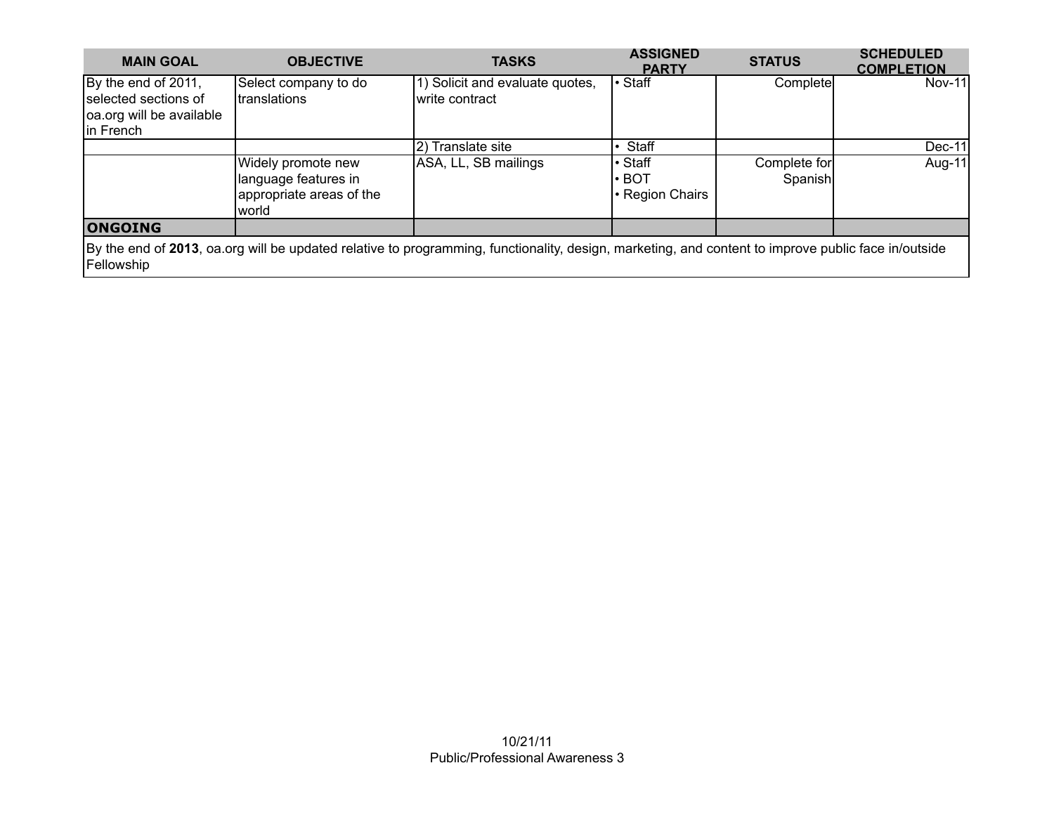| MAIN GOAL | OBJECTIVE | TASKS | ASSIGNED PARTY | STATUS | SCHEDULED COMPLETION |
|---|---|---|---|---|---|
| By the end of 2011, selected sections of oa.org will be available in French | Select company to do translations | 1) Solicit and evaluate quotes, write contract | • Staff | Complete | Nov-11 |
| | | 2) Translate site | • Staff | | Dec-11 |
| | Widely promote new language features in appropriate areas of the world | ASA, LL, SB mailings | • Staff<br>• BOT<br>• Region Chairs | Complete for Spanish | Aug-11 |
| **ONGOING** | | | | | |
| By the end of **2013**, oa.org will be updated relative to programming, functionality, design, marketing, and content to improve public face in/outside Fellowship | | | | | |

10/21/11
Public/Professional Awareness 3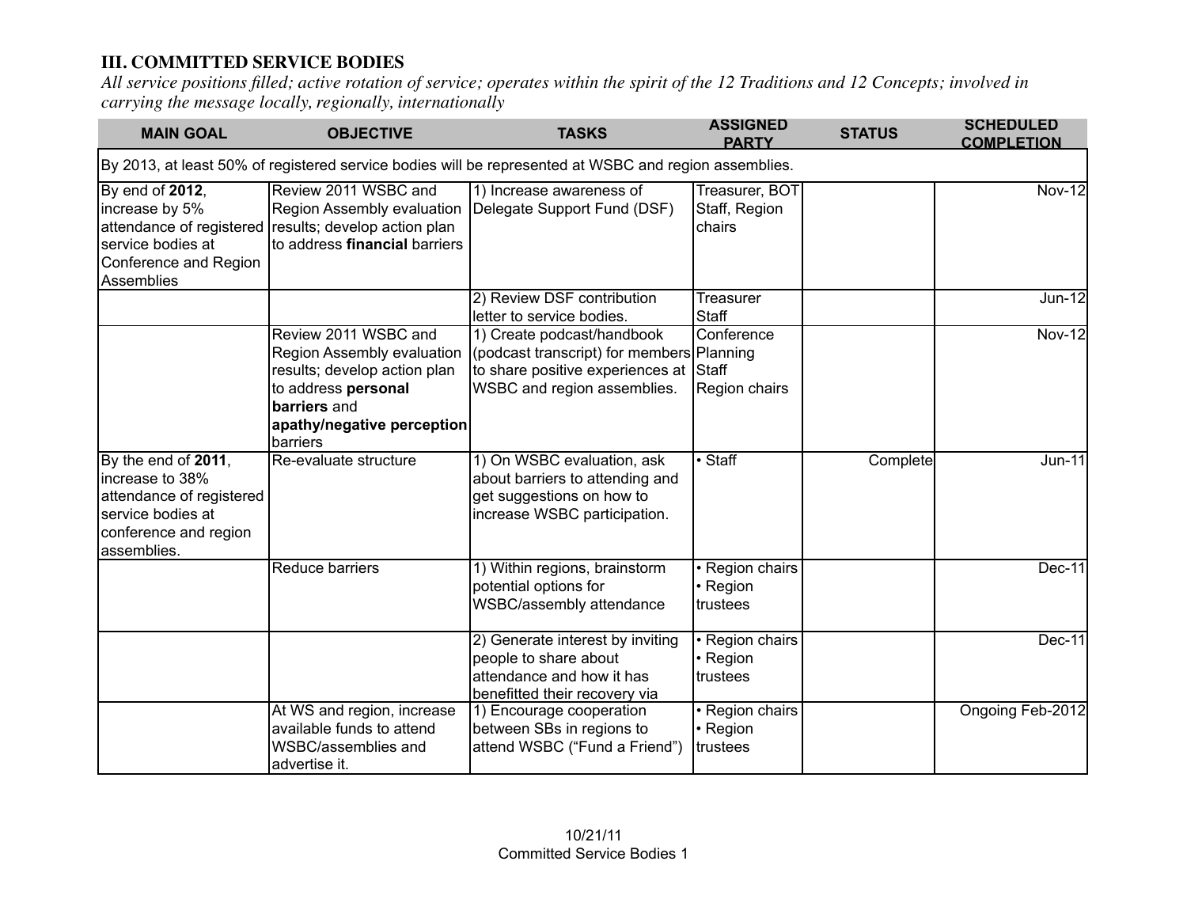### III. COMMITTED SERVICE BODIES

*All service positions filled; active rotation of service; operates within the spirit of the 12 Traditions and 12 Concepts; involved in carrying the message locally, regionally, internationally*

| MAIN GOAL | OBJECTIVE | TASKS | ASSIGNED PARTY | STATUS | SCHEDULED COMPLETION |
|---|---|---|---|---|---|
| By 2013, at least 50% of registered service bodies will be represented at WSBC and region assemblies. | | | | | |
| By end of **2012**, increase by 5% attendance of registered service bodies at Conference and Region Assemblies | Review 2011 WSBC and Region Assembly evaluation results; develop action plan to address **financial** barriers | 1) Increase awareness of Delegate Support Fund (DSF) | Treasurer, BOT Staff, Region chairs | | Nov-12 |
| | | 2) Review DSF contribution letter to service bodies. | Treasurer Staff | | Jun-12 |
| | Review 2011 WSBC and Region Assembly evaluation results; develop action plan to address **personal barriers** and **apathy/negative perception** barriers | 1) Create podcast/handbook (podcast transcript) for members to share positive experiences at WSBC and region assemblies. | Conference Planning Staff Region chairs | | Nov-12 |
| By the end of **2011**, increase to 38% attendance of registered service bodies at conference and region assemblies. | Re-evaluate structure | 1) On WSBC evaluation, ask about barriers to attending and get suggestions on how to increase WSBC participation. | • Staff | Complete | Jun-11 |
| | Reduce barriers | 1) Within regions, brainstorm potential options for WSBC/assembly attendance | • Region chairs • Region trustees | | Dec-11 |
| | | 2) Generate interest by inviting people to share about attendance and how it has benefitted their recovery via | • Region chairs • Region trustees | | Dec-11 |
| | At WS and region, increase available funds to attend WSBC/assemblies and advertise it. | 1) Encourage cooperation between SBs in regions to attend WSBC ("Fund a Friend") | • Region chairs • Region trustees | | Ongoing Feb-2012 |

10/21/11
Committed Service Bodies 1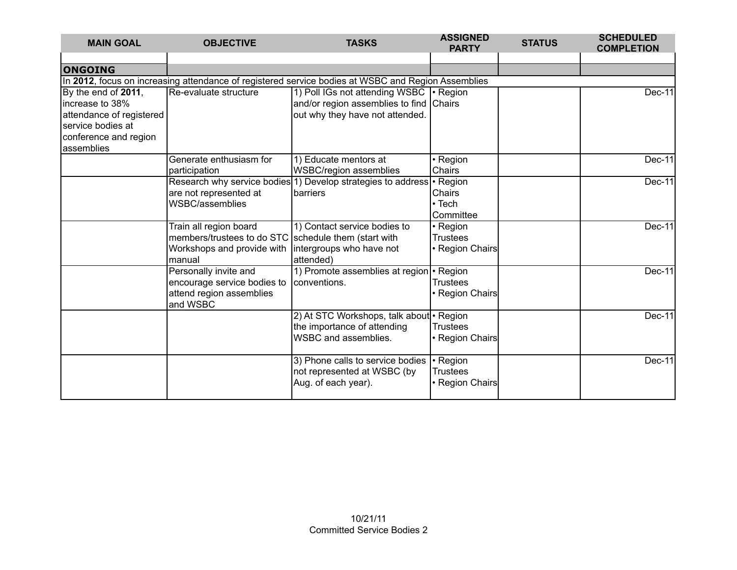| MAIN GOAL | OBJECTIVE | TASKS | ASSIGNED PARTY | STATUS | SCHEDULED COMPLETION |
|---|---|---|---|---|---|
| | | | | | |
| **ONGOING** | | | | | |
| In **2012**, focus on increasing attendance of registered service bodies at WSBC and Region Assemblies | | | | | |
| By the end of **2011**, increase to 38% attendance of registered service bodies at conference and region assemblies | Re-evaluate structure | 1) Poll IGs not attending WSBC and/or region assemblies to find out why they have not attended. | • Region Chairs | | Dec-11 |
| | Generate enthusiasm for participation | 1) Educate mentors at WSBC/region assemblies | • Region Chairs | | Dec-11 |
| | Research why service bodies are not represented at WSBC/assemblies | 1) Develop strategies to address barriers | • Region Chairs<br>• Tech Committee | | Dec-11 |
| | Train all region board members/trustees to do STC Workshops and provide with manual | 1) Contact service bodies to schedule them (start with intergroups who have not attended) | • Region Trustees<br>• Region Chairs | | Dec-11 |
| | Personally invite and encourage service bodies to attend region assemblies and WSBC | 1) Promote assemblies at region conventions. | • Region Trustees<br>• Region Chairs | | Dec-11 |
| | | 2) At STC Workshops, talk about the importance of attending WSBC and assemblies. | • Region Trustees<br>• Region Chairs | | Dec-11 |
| | | 3) Phone calls to service bodies not represented at WSBC (by Aug. of each year). | • Region Trustees<br>• Region Chairs | | Dec-11 |

10/21/11
Committed Service Bodies 2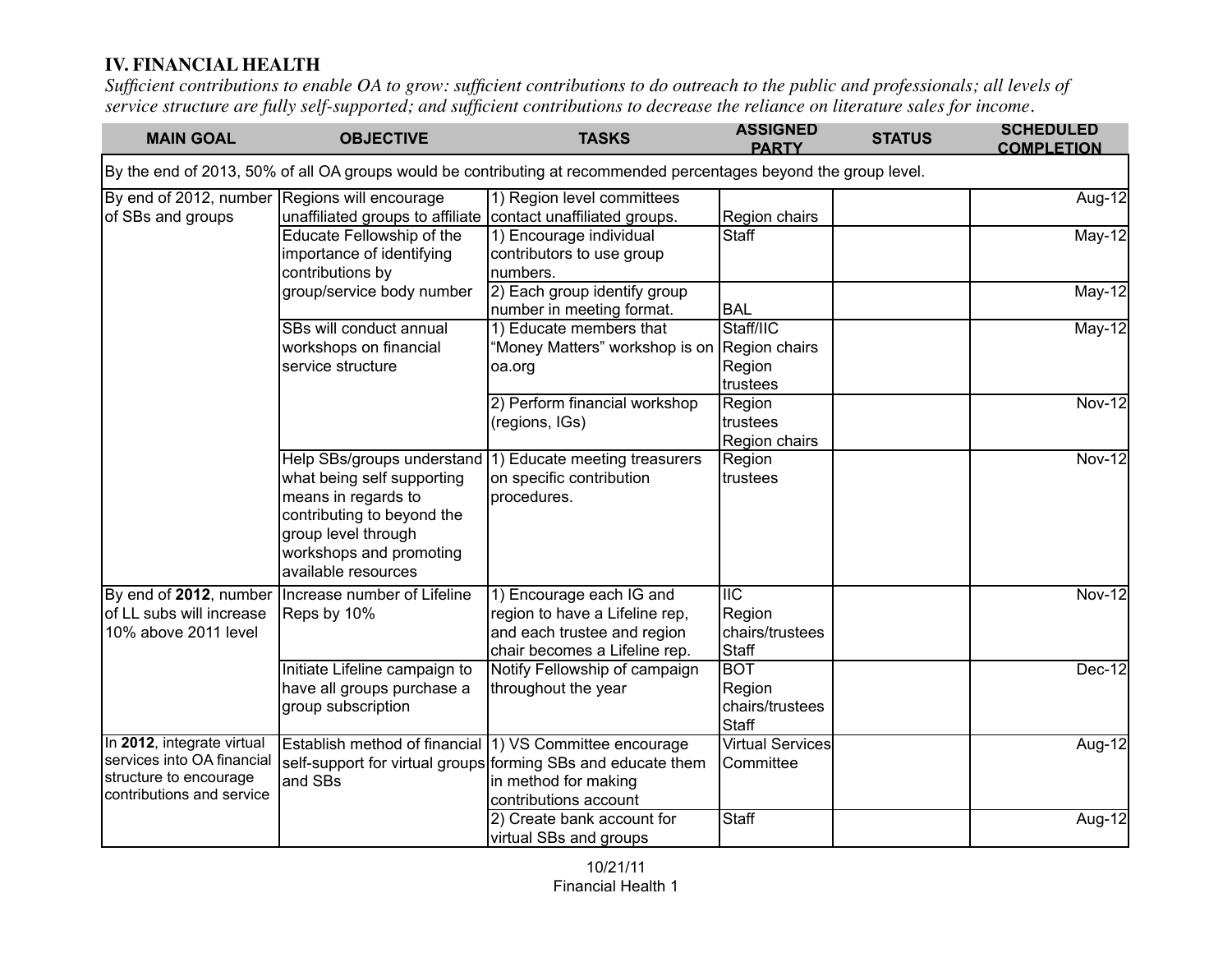## IV. FINANCIAL HEALTH

*Sufficient contributions to enable OA to grow: sufficient contributions to do outreach to the public and professionals; all levels of service structure are fully self-supported; and sufficient contributions to decrease the reliance on literature sales for income.*

| MAIN GOAL | OBJECTIVE | TASKS | ASSIGNED PARTY | STATUS | SCHEDULED COMPLETION |
|---|---|---|---|---|---|
| By the end of 2013, 50% of all OA groups would be contributing at recommended percentages beyond the group level. | | | | | |
| By end of 2012, number of SBs and groups | Regions will encourage unaffiliated groups to affiliate | 1) Region level committees contact unaffiliated groups. | Region chairs | | Aug-12 |
| | Educate Fellowship of the importance of identifying contributions by group/service body number | 1) Encourage individual contributors to use group numbers. | Staff | | May-12 |
| | | 2) Each group identify group number in meeting format. | BAL | | May-12 |
| | SBs will conduct annual workshops on financial service structure | 1) Educate members that "Money Matters" workshop is on oa.org | Staff/IIC Region chairs Region trustees | | May-12 |
| | | 2) Perform financial workshop (regions, IGs) | Region trustees Region chairs | | Nov-12 |
| | Help SBs/groups understand what being self supporting means in regards to contributing to beyond the group level through workshops and promoting available resources | 1) Educate meeting treasurers on specific contribution procedures. | Region trustees | | Nov-12 |
| By end of **2012**, number of LL subs will increase 10% above 2011 level | Increase number of Lifeline Reps by 10% | 1) Encourage each IG and region to have a Lifeline rep, and each trustee and region chair becomes a Lifeline rep. | IIC Region chairs/trustees Staff | | Nov-12 |
| | Initiate Lifeline campaign to have all groups purchase a group subscription | Notify Fellowship of campaign throughout the year | BOT Region chairs/trustees Staff | | Dec-12 |
| In **2012**, integrate virtual services into OA financial structure to encourage contributions and service | Establish method of financial self-support for virtual groups and SBs | 1) VS Committee encourage forming SBs and educate them in method for making contributions account | Virtual Services Committee | | Aug-12 |
| | | 2) Create bank account for virtual SBs and groups | Staff | | Aug-12 |

10/21/11
Financial Health 1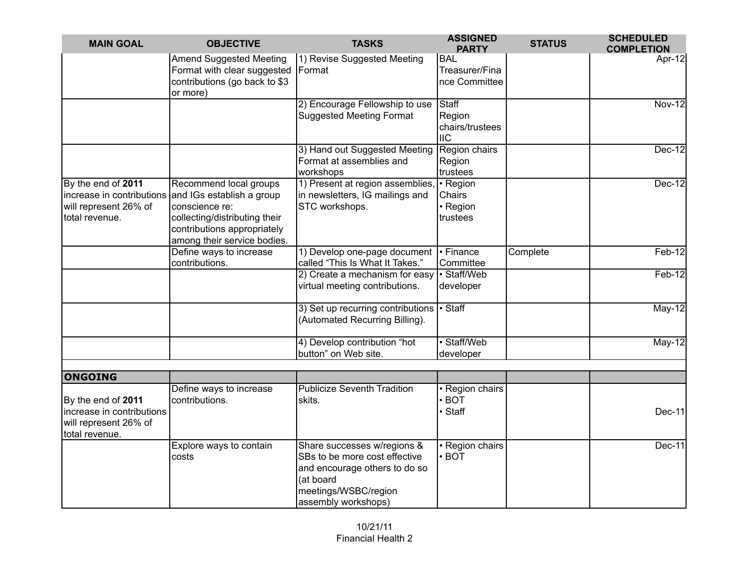| MAIN GOAL | OBJECTIVE | TASKS | ASSIGNED PARTY | STATUS | SCHEDULED COMPLETION |
|---|---|---|---|---|---|
| | Amend Suggested Meeting Format with clear suggested contributions (go back to $3 or more) | 1) Revise Suggested Meeting Format | BAL Treasurer/Finance Committee | | Apr-12 |
| | | 2) Encourage Fellowship to use Suggested Meeting Format | Staff Region chairs/trustees IIC | | Nov-12 |
| | | 3) Hand out Suggested Meeting Format at assemblies and workshops | Region chairs Region trustees | | Dec-12 |
| By the end of **2011** increase in contributions will represent 26% of total revenue. | Recommend local groups and IGs establish a group conscience re: collecting/distributing their contributions appropriately among their service bodies. | 1) Present at region assemblies, in newsletters, IG mailings and STC workshops. | • Region Chairs • Region trustees | | Dec-12 |
| | Define ways to increase contributions. | 1) Develop one-page document called "This Is What It Takes." | • Finance Committee | Complete | Feb-12 |
| | | 2) Create a mechanism for easy virtual meeting contributions. | • Staff/Web developer | | Feb-12 |
| | | 3) Set up recurring contributions (Automated Recurring Billing). | • Staff | | May-12 |
| | | 4) Develop contribution "hot button" on Web site. | • Staff/Web developer | | May-12 |
| | | | | | |
| **ONGOING** | | | | | |
| By the end of **2011** increase in contributions will represent 26% of total revenue. | Define ways to increase contributions. | Publicize Seventh Tradition skits. | • Region chairs • BOT • Staff | | Dec-11 |
| | Explore ways to contain costs | Share successes w/regions & SBs to be more cost effective and encourage others to do so (at board meetings/WSBC/region assembly workshops) | • Region chairs • BOT | | Dec-11 |

10/21/11
Financial Health 2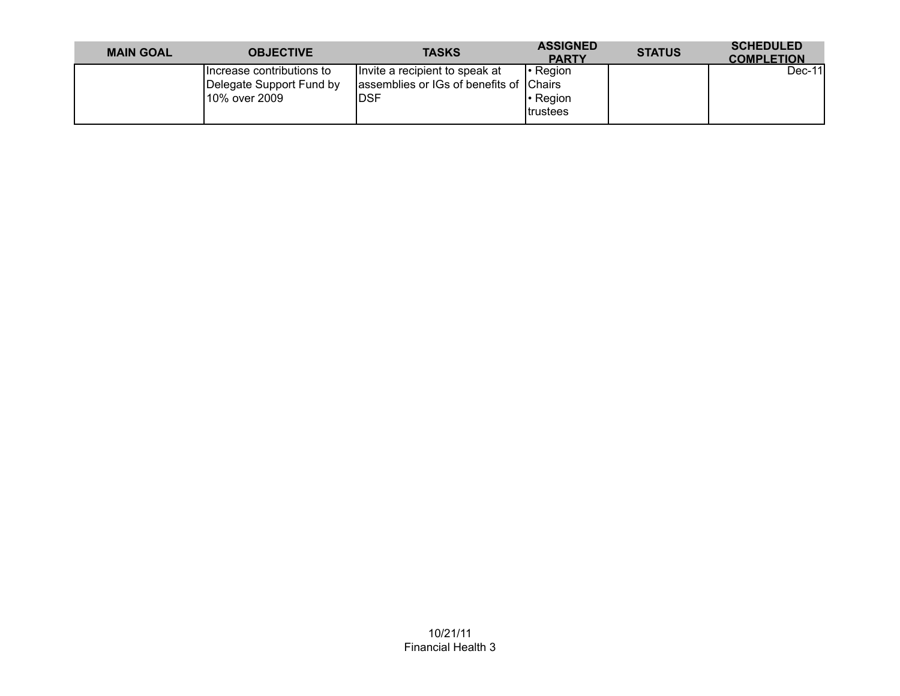| MAIN GOAL | OBJECTIVE | TASKS | ASSIGNED PARTY | STATUS | SCHEDULED COMPLETION |
|---|---|---|---|---|---|
| | Increase contributions to Delegate Support Fund by 10% over 2009 | Invite a recipient to speak at assemblies or IGs of benefits of DSF | • Region Chairs<br>• Region trustees | | Dec-11 |